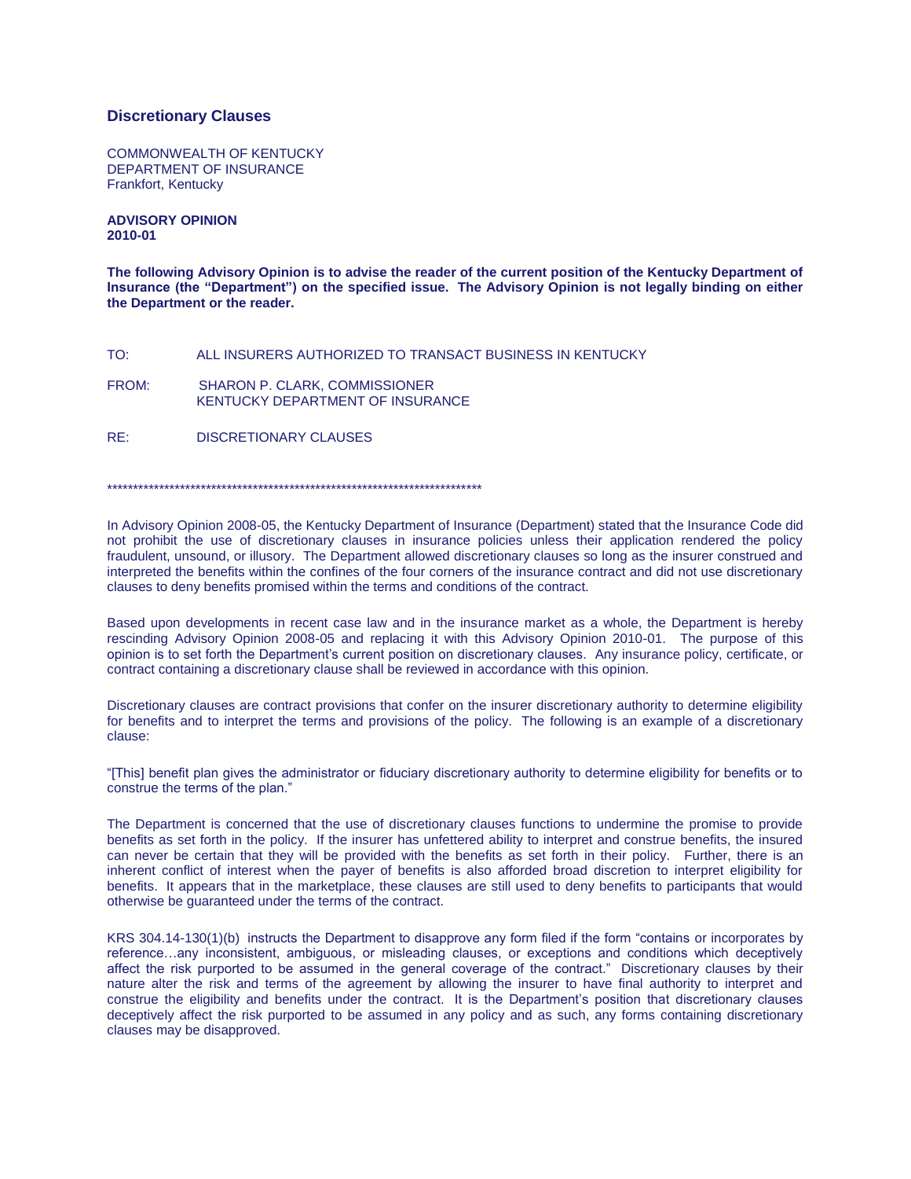## Discretionary Clauses

COMMONWEALTH OF KENTUCKY
DEPARTMENT OF INSURANCE
Frankfort, Kentucky

**ADVISORY OPINION**
**2010-01**

**The following Advisory Opinion is to advise the reader of the current position of the Kentucky Department of Insurance (the "Department") on the specified issue. The Advisory Opinion is not legally binding on either the Department or the reader.**

TO: ALL INSURERS AUTHORIZED TO TRANSACT BUSINESS IN KENTUCKY

FROM: SHARON P. CLARK, COMMISSIONER
KENTUCKY DEPARTMENT OF INSURANCE

RE: DISCRETIONARY CLAUSES

\*\*\*\*\*\*\*\*\*\*\*\*\*\*\*\*\*\*\*\*\*\*\*\*\*\*\*\*\*\*\*\*\*\*\*\*\*\*\*\*\*\*\*\*\*\*\*\*\*\*\*\*\*\*\*\*\*\*\*\*\*\*\*\*\*\*\*\*\*\*\*\*\*\*\*\*

In Advisory Opinion 2008-05, the Kentucky Department of Insurance (Department) stated that the Insurance Code did not prohibit the use of discretionary clauses in insurance policies unless their application rendered the policy fraudulent, unsound, or illusory. The Department allowed discretionary clauses so long as the insurer construed and interpreted the benefits within the confines of the four corners of the insurance contract and did not use discretionary clauses to deny benefits promised within the terms and conditions of the contract.

Based upon developments in recent case law and in the insurance market as a whole, the Department is hereby rescinding Advisory Opinion 2008-05 and replacing it with this Advisory Opinion 2010-01. The purpose of this opinion is to set forth the Department's current position on discretionary clauses. Any insurance policy, certificate, or contract containing a discretionary clause shall be reviewed in accordance with this opinion.

Discretionary clauses are contract provisions that confer on the insurer discretionary authority to determine eligibility for benefits and to interpret the terms and provisions of the policy. The following is an example of a discretionary clause:

"[This] benefit plan gives the administrator or fiduciary discretionary authority to determine eligibility for benefits or to construe the terms of the plan."

The Department is concerned that the use of discretionary clauses functions to undermine the promise to provide benefits as set forth in the policy. If the insurer has unfettered ability to interpret and construe benefits, the insured can never be certain that they will be provided with the benefits as set forth in their policy. Further, there is an inherent conflict of interest when the payer of benefits is also afforded broad discretion to interpret eligibility for benefits. It appears that in the marketplace, these clauses are still used to deny benefits to participants that would otherwise be guaranteed under the terms of the contract.

KRS 304.14-130(1)(b) instructs the Department to disapprove any form filed if the form "contains or incorporates by reference…any inconsistent, ambiguous, or misleading clauses, or exceptions and conditions which deceptively affect the risk purported to be assumed in the general coverage of the contract." Discretionary clauses by their nature alter the risk and terms of the agreement by allowing the insurer to have final authority to interpret and construe the eligibility and benefits under the contract. It is the Department's position that discretionary clauses deceptively affect the risk purported to be assumed in any policy and as such, any forms containing discretionary clauses may be disapproved.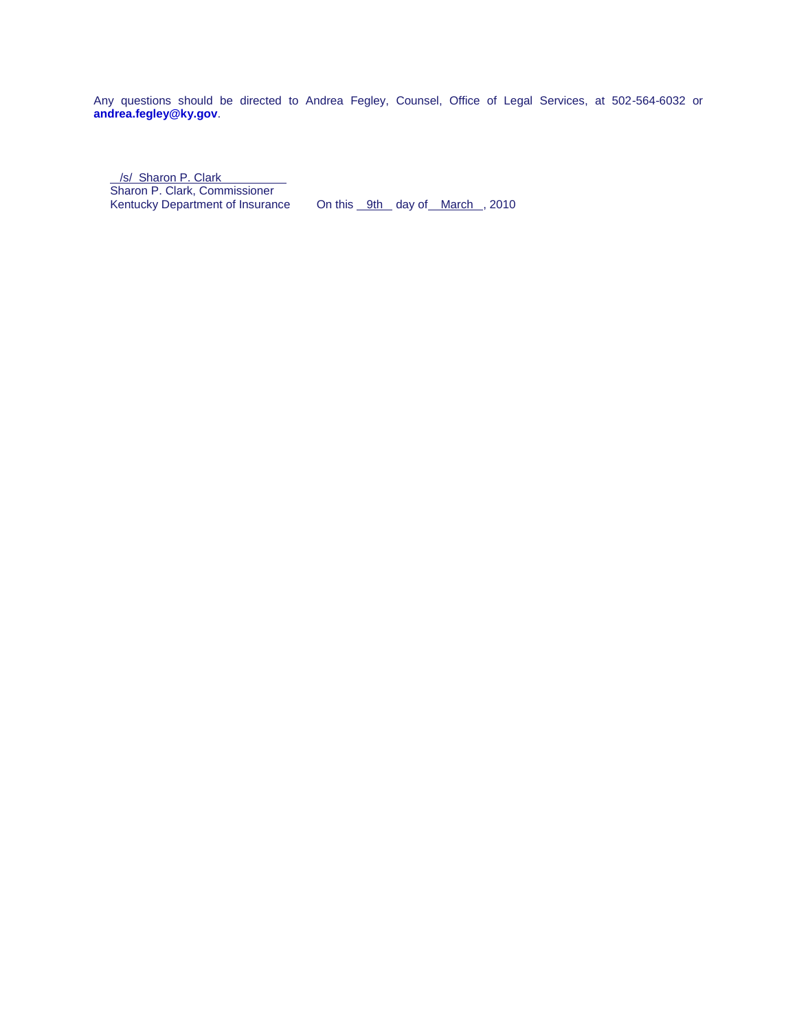Any questions should be directed to Andrea Fegley, Counsel, Office of Legal Services, at 502-564-6032 or **andrea.fegley@ky.gov**.

/s/ Sharon P. Clark
Sharon P. Clark, Commissioner
Kentucky Department of Insurance

On this 9th day of March, 2010